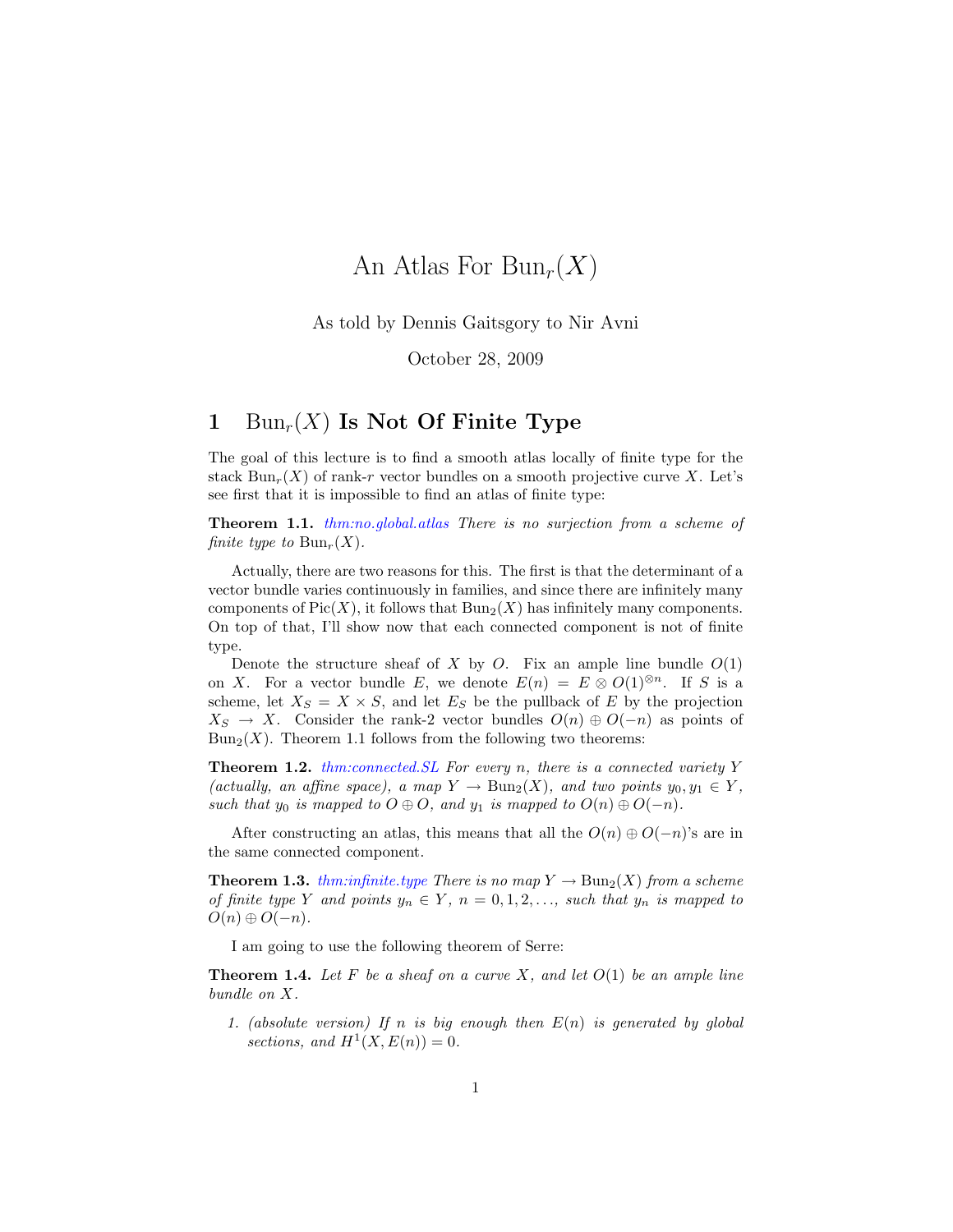# An Atlas For $\mathrm{Bun}_r(X)$

As told by Dennis Gaitsgory to Nir Avni

October 28, 2009

## 1 $\mathrm{Bun}_r(X)$ Is Not Of Finite Type

The goal of this lecture is to find a smooth atlas locally of finite type for the stack $\mathrm{Bun}_r(X)$ of rank-$r$ vector bundles on a smooth projective curve $X$. Let's see first that it is impossible to find an atlas of finite type:

**Theorem 1.1.** *thm:no.global.atlas There is no surjection from a scheme of finite type to $\mathrm{Bun}_r(X)$.*

Actually, there are two reasons for this. The first is that the determinant of a vector bundle varies continuously in families, and since there are infinitely many components of $\mathrm{Pic}(X)$, it follows that $\mathrm{Bun}_2(X)$ has infinitely many components. On top of that, I'll show now that each connected component is not of finite type.

Denote the structure sheaf of $X$ by $O$. Fix an ample line bundle $O(1)$ on $X$. For a vector bundle $E$, we denote $E(n) = E \otimes O(1)^{\otimes n}$. If $S$ is a scheme, let $X_S = X \times S$, and let $E_S$ be the pullback of $E$ by the projection $X_S \to X$. Consider the rank-2 vector bundles $O(n) \oplus O(-n)$ as points of $\mathrm{Bun}_2(X)$. Theorem 1.1 follows from the following two theorems:

**Theorem 1.2.** *thm:connected.SL For every $n$, there is a connected variety $Y$ (actually, an affine space), a map $Y \to \mathrm{Bun}_2(X)$, and two points $y_0, y_1 \in Y$, such that $y_0$ is mapped to $O \oplus O$, and $y_1$ is mapped to $O(n) \oplus O(-n)$.*

After constructing an atlas, this means that all the $O(n) \oplus O(-n)$'s are in the same connected component.

**Theorem 1.3.** *thm:infinite.type There is no map $Y \to \mathrm{Bun}_2(X)$ from a scheme of finite type $Y$ and points $y_n \in Y$, $n = 0, 1, 2, \ldots$, such that $y_n$ is mapped to $O(n) \oplus O(-n)$.*

I am going to use the following theorem of Serre:

**Theorem 1.4.** *Let $F$ be a sheaf on a curve $X$, and let $O(1)$ be an ample line bundle on $X$.*

1. *(absolute version) If $n$ is big enough then $E(n)$ is generated by global sections, and $H^1(X, E(n)) = 0$.*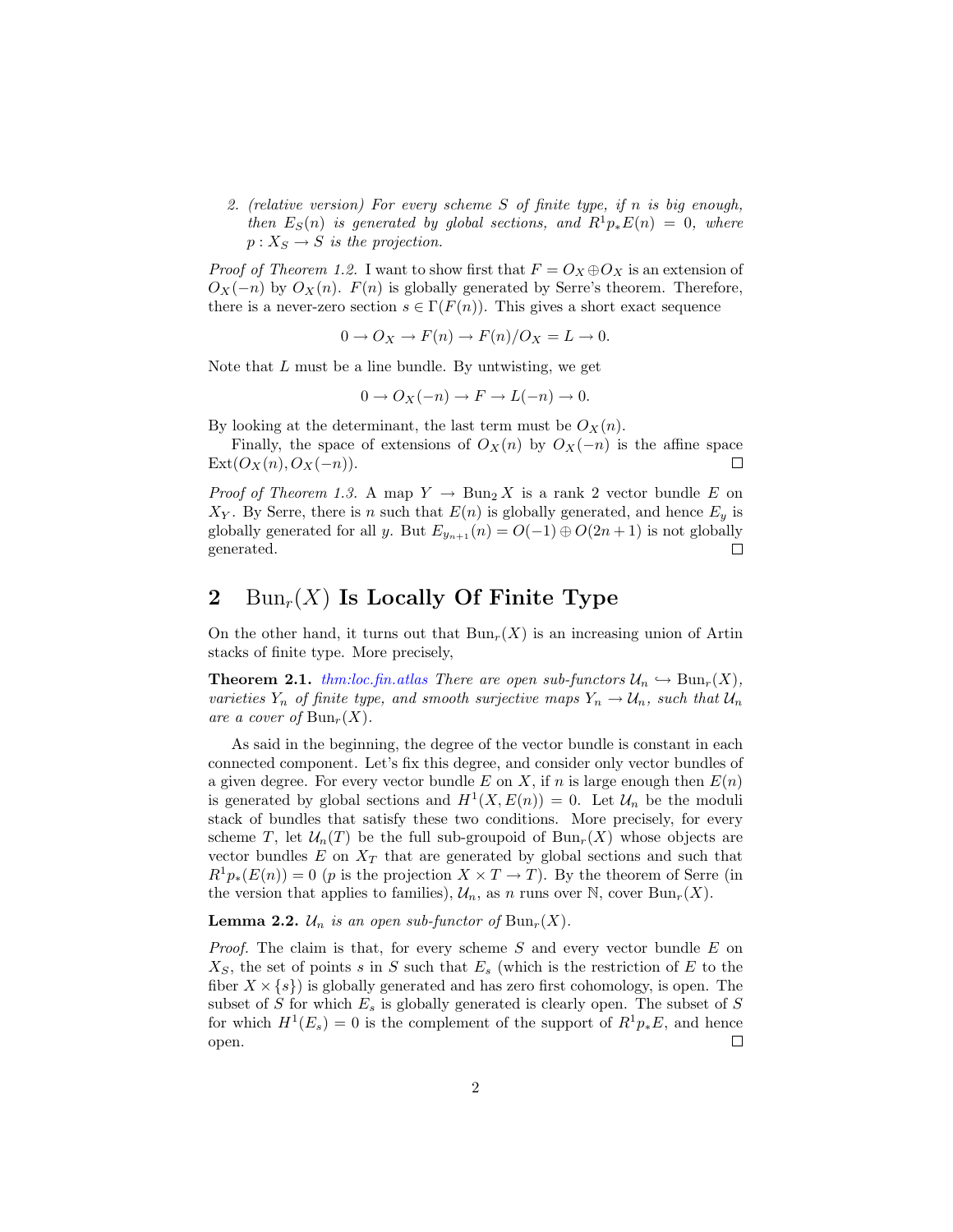2. *(relative version) For every scheme $S$ of finite type, if $n$ is big enough, then $E_S(n)$ is generated by global sections, and $R^1p_*E(n) = 0$, where $p : X_S \to S$ is the projection.*

*Proof of Theorem 1.2.* I want to show first that $F = O_X \oplus O_X$ is an extension of $O_X(-n)$ by $O_X(n)$. $F(n)$ is globally generated by Serre's theorem. Therefore, there is a never-zero section $s \in \Gamma(F(n))$. This gives a short exact sequence

$$0 \to O_X \to F(n) \to F(n)/O_X = L \to 0.$$

Note that $L$ must be a line bundle. By untwisting, we get

$$0 \to O_X(-n) \to F \to L(-n) \to 0.$$

By looking at the determinant, the last term must be $O_X(n)$.

Finally, the space of extensions of $O_X(n)$ by $O_X(-n)$ is the affine space $\mathrm{Ext}(O_X(n), O_X(-n))$. □

*Proof of Theorem 1.3.* A map $Y \to \mathrm{Bun}_2 X$ is a rank 2 vector bundle $E$ on $X_Y$. By Serre, there is $n$ such that $E(n)$ is globally generated, and hence $E_y$ is globally generated for all $y$. But $E_{y_{n+1}}(n) = O(-1) \oplus O(2n+1)$ is not globally generated. □

## 2 $\mathrm{Bun}_r(X)$ Is Locally Of Finite Type

On the other hand, it turns out that $\mathrm{Bun}_r(X)$ is an increasing union of Artin stacks of finite type. More precisely,

**Theorem 2.1.** thm:loc.fin.atlas *There are open sub-functors $\mathcal{U}_n \hookrightarrow \mathrm{Bun}_r(X)$, varieties $Y_n$ of finite type, and smooth surjective maps $Y_n \to \mathcal{U}_n$, such that $\mathcal{U}_n$ are a cover of $\mathrm{Bun}_r(X)$.*

As said in the beginning, the degree of the vector bundle is constant in each connected component. Let's fix this degree, and consider only vector bundles of a given degree. For every vector bundle $E$ on $X$, if $n$ is large enough then $E(n)$ is generated by global sections and $H^1(X, E(n)) = 0$. Let $\mathcal{U}_n$ be the moduli stack of bundles that satisfy these two conditions. More precisely, for every scheme $T$, let $\mathcal{U}_n(T)$ be the full sub-groupoid of $\mathrm{Bun}_r(X)$ whose objects are vector bundles $E$ on $X_T$ that are generated by global sections and such that $R^1p_*(E(n)) = 0$ ($p$ is the projection $X \times T \to T$). By the theorem of Serre (in the version that applies to families), $\mathcal{U}_n$, as $n$ runs over $\mathbb{N}$, cover $\mathrm{Bun}_r(X)$.

**Lemma 2.2.** *$\mathcal{U}_n$ is an open sub-functor of $\mathrm{Bun}_r(X)$.*

*Proof.* The claim is that, for every scheme $S$ and every vector bundle $E$ on $X_S$, the set of points $s$ in $S$ such that $E_s$ (which is the restriction of $E$ to the fiber $X \times \{s\}$) is globally generated and has zero first cohomology, is open. The subset of $S$ for which $E_s$ is globally generated is clearly open. The subset of $S$ for which $H^1(E_s) = 0$ is the complement of the support of $R^1p_*E$, and hence open. □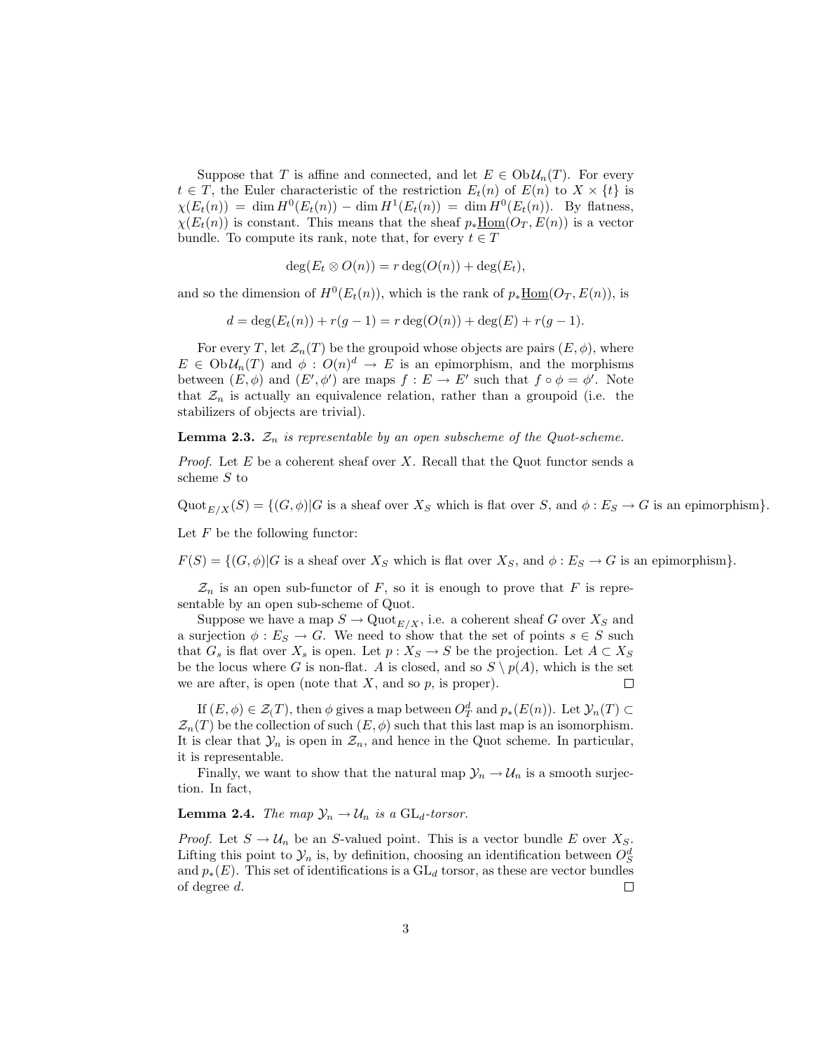Suppose that $T$ is affine and connected, and let $E \in \operatorname{Ob}\mathcal{U}_n(T)$. For every $t \in T$, the Euler characteristic of the restriction $E_t(n)$ of $E(n)$ to $X \times \{t\}$ is $\chi(E_t(n)) = \dim H^0(E_t(n)) - \dim H^1(E_t(n)) = \dim H^0(E_t(n))$. By flatness, $\chi(E_t(n))$ is constant. This means that the sheaf $p_*\underline{\operatorname{Hom}}(O_T, E(n))$ is a vector bundle. To compute its rank, note that, for every $t \in T$

$$\deg(E_t \otimes O(n)) = r\deg(O(n)) + \deg(E_t),$$

and so the dimension of $H^0(E_t(n))$, which is the rank of $p_*\underline{\operatorname{Hom}}(O_T, E(n))$, is

$$d = \deg(E_t(n)) + r(g-1) = r\deg(O(n)) + \deg(E) + r(g-1).$$

For every $T$, let $\mathcal{Z}_n(T)$ be the groupoid whose objects are pairs $(E, \phi)$, where $E \in \operatorname{Ob}\mathcal{U}_n(T)$ and $\phi : O(n)^d \to E$ is an epimorphism, and the morphisms between $(E, \phi)$ and $(E', \phi')$ are maps $f : E \to E'$ such that $f \circ \phi = \phi'$. Note that $\mathcal{Z}_n$ is actually an equivalence relation, rather than a groupoid (i.e. the stabilizers of objects are trivial).

**Lemma 2.3.** *$\mathcal{Z}_n$ is representable by an open subscheme of the Quot-scheme.*

*Proof.* Let $E$ be a coherent sheaf over $X$. Recall that the Quot functor sends a scheme $S$ to

$\operatorname{Quot}_{E/X}(S) = \{(G, \phi) | G$ is a sheaf over $X_S$ which is flat over $S$, and $\phi : E_S \to G$ is an epimorphism$\}$.

Let $F$ be the following functor:

$F(S) = \{(G, \phi) | G$ is a sheaf over $X_S$ which is flat over $X_S$, and $\phi : E_S \to G$ is an epimorphism$\}$.

$\mathcal{Z}_n$ is an open sub-functor of $F$, so it is enough to prove that $F$ is representable by an open sub-scheme of Quot.

Suppose we have a map $S \to \operatorname{Quot}_{E/X}$, i.e. a coherent sheaf $G$ over $X_S$ and a surjection $\phi : E_S \to G$. We need to show that the set of points $s \in S$ such that $G_s$ is flat over $X_s$ is open. Let $p : X_S \to S$ be the projection. Let $A \subset X_S$ be the locus where $G$ is non-flat. $A$ is closed, and so $S \setminus p(A)$, which is the set we are after, is open (note that $X$, and so $p$, is proper). $\square$

If $(E, \phi) \in \mathcal{Z}_(T)$, then $\phi$ gives a map between $O_T^d$ and $p_*(E(n))$. Let $\mathcal{Y}_n(T) \subset \mathcal{Z}_n(T)$ be the collection of such $(E, \phi)$ such that this last map is an isomorphism. It is clear that $\mathcal{Y}_n$ is open in $\mathcal{Z}_n$, and hence in the Quot scheme. In particular, it is representable.

Finally, we want to show that the natural map $\mathcal{Y}_n \to \mathcal{U}_n$ is a smooth surjection. In fact,

**Lemma 2.4.** *The map $\mathcal{Y}_n \to \mathcal{U}_n$ is a $\operatorname{GL}_d$-torsor.*

*Proof.* Let $S \to \mathcal{U}_n$ be an $S$-valued point. This is a vector bundle $E$ over $X_S$. Lifting this point to $\mathcal{Y}_n$ is, by definition, choosing an identification between $O_S^d$ and $p_*(E)$. This set of identifications is a $\operatorname{GL}_d$ torsor, as these are vector bundles of degree $d$. $\square$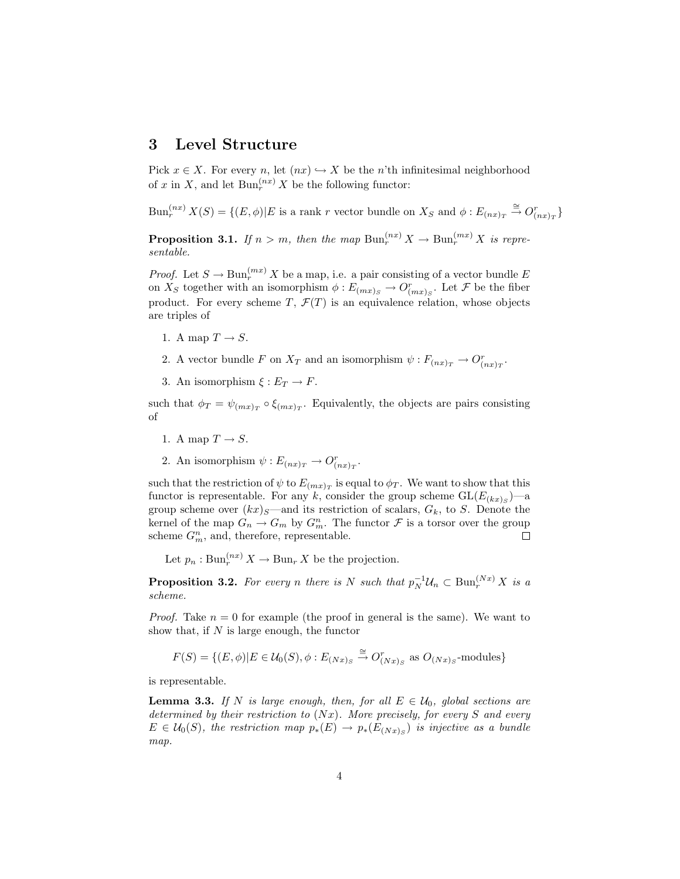## 3 Level Structure

Pick $x \in X$. For every $n$, let $(nx) \hookrightarrow X$ be the $n$'th infinitesimal neighborhood of $x$ in $X$, and let $\mathrm{Bun}_r^{(nx)} X$ be the following functor:

$\mathrm{Bun}_r^{(nx)} X(S) = \{(E, \phi) | E \text{ is a rank } r \text{ vector bundle on } X_S \text{ and } \phi : E_{(nx)_T} \xrightarrow{\cong} O^r_{(nx)_T}\}$

**Proposition 3.1.** *If $n > m$, then the map $\mathrm{Bun}_r^{(nx)} X \to \mathrm{Bun}_r^{(mx)} X$ is representable.*

*Proof.* Let $S \to \mathrm{Bun}_r^{(mx)} X$ be a map, i.e. a pair consisting of a vector bundle $E$ on $X_S$ together with an isomorphism $\phi : E_{(mx)_S} \to O^r_{(mx)_S}$. Let $\mathcal{F}$ be the fiber product. For every scheme $T$, $\mathcal{F}(T)$ is an equivalence relation, whose objects are triples of

1. A map $T \to S$.
2. A vector bundle $F$ on $X_T$ and an isomorphism $\psi : F_{(nx)_T} \to O^r_{(nx)_T}$.
3. An isomorphism $\xi : E_T \to F$.

such that $\phi_T = \psi_{(mx)_T} \circ \xi_{(mx)_T}$. Equivalently, the objects are pairs consisting of

1. A map $T \to S$.
2. An isomorphism $\psi : E_{(nx)_T} \to O^r_{(nx)_T}$.

such that the restriction of $\psi$ to $E_{(mx)_T}$ is equal to $\phi_T$. We want to show that this functor is representable. For any $k$, consider the group scheme $\mathrm{GL}(E_{(kx)_S})$—a group scheme over $(kx)_S$—and its restriction of scalars, $G_k$, to $S$. Denote the kernel of the map $G_n \to G_m$ by $G^n_m$. The functor $\mathcal{F}$ is a torsor over the group scheme $G^n_m$, and, therefore, representable. $\square$

Let $p_n : \mathrm{Bun}_r^{(nx)} X \to \mathrm{Bun}_r X$ be the projection.

**Proposition 3.2.** *For every $n$ there is $N$ such that $p_N^{-1}\mathcal{U}_n \subset \mathrm{Bun}_r^{(Nx)} X$ is a scheme.*

*Proof.* Take $n = 0$ for example (the proof in general is the same). We want to show that, if $N$ is large enough, the functor

$$F(S) = \{(E, \phi) | E \in \mathcal{U}_0(S), \phi : E_{(Nx)_S} \xrightarrow{\cong} O^r_{(Nx)_S} \text{ as } O_{(Nx)_S}\text{-modules}\}$$

is representable.

**Lemma 3.3.** *If $N$ is large enough, then, for all $E \in \mathcal{U}_0$, global sections are determined by their restriction to $(Nx)$. More precisely, for every $S$ and every $E \in \mathcal{U}_0(S)$, the restriction map $p_*(E) \to p_*(E_{(Nx)_S})$ is injective as a bundle map.*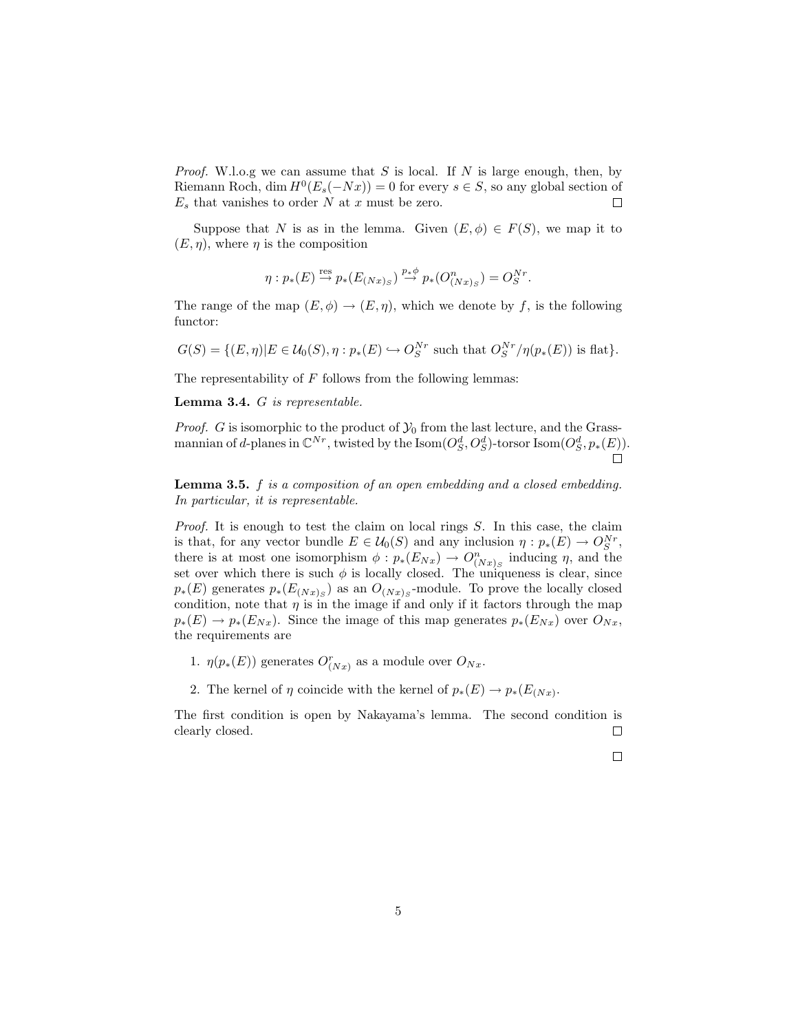*Proof.* W.l.o.g we can assume that $S$ is local. If $N$ is large enough, then, by Riemann Roch, $\dim H^0(E_s(-Nx)) = 0$ for every $s \in S$, so any global section of $E_s$ that vanishes to order $N$ at $x$ must be zero. $\square$

Suppose that $N$ is as in the lemma. Given $(E, \phi) \in F(S)$, we map it to $(E, \eta)$, where $\eta$ is the composition

$$\eta : p_*(E) \stackrel{\text{res}}{\to} p_*(E_{(Nx)_S}) \stackrel{p_*\phi}{\to} p_*(O^n_{(Nx)_S}) = O_S^{Nr}.$$

The range of the map $(E, \phi) \to (E, \eta)$, which we denote by $f$, is the following functor:

$$G(S) = \{(E, \eta) | E \in \mathcal{U}_0(S), \eta : p_*(E) \hookrightarrow O_S^{Nr} \text{ such that } O_S^{Nr}/\eta(p_*(E)) \text{ is flat}\}.$$

The representability of $F$ follows from the following lemmas:

**Lemma 3.4.** *$G$ is representable.*

*Proof.* $G$ is isomorphic to the product of $\mathcal{Y}_0$ from the last lecture, and the Grassmannian of $d$-planes in $\mathbb{C}^{Nr}$, twisted by the $\mathrm{Isom}(O_S^d, O_S^d)$-torsor $\mathrm{Isom}(O_S^d, p_*(E))$. $\square$

**Lemma 3.5.** *$f$ is a composition of an open embedding and a closed embedding. In particular, it is representable.*

*Proof.* It is enough to test the claim on local rings $S$. In this case, the claim is that, for any vector bundle $E \in \mathcal{U}_0(S)$ and any inclusion $\eta : p_*(E) \to O_S^{Nr}$, there is at most one isomorphism $\phi : p_*(E_{Nx}) \to O^n_{(Nx)_S}$ inducing $\eta$, and the set over which there is such $\phi$ is locally closed. The uniqueness is clear, since $p_*(E)$ generates $p_*(E_{(Nx)_S})$ as an $O_{(Nx)_S}$-module. To prove the locally closed condition, note that $\eta$ is in the image if and only if it factors through the map $p_*(E) \to p_*(E_{Nx})$. Since the image of this map generates $p_*(E_{Nx})$ over $O_{Nx}$, the requirements are

1. $\eta(p_*(E))$ generates $O^r_{(Nx)}$ as a module over $O_{Nx}$.
2. The kernel of $\eta$ coincide with the kernel of $p_*(E) \to p_*(E_{(Nx)})$.

The first condition is open by Nakayama's lemma. The second condition is clearly closed. $\square$

$\square$